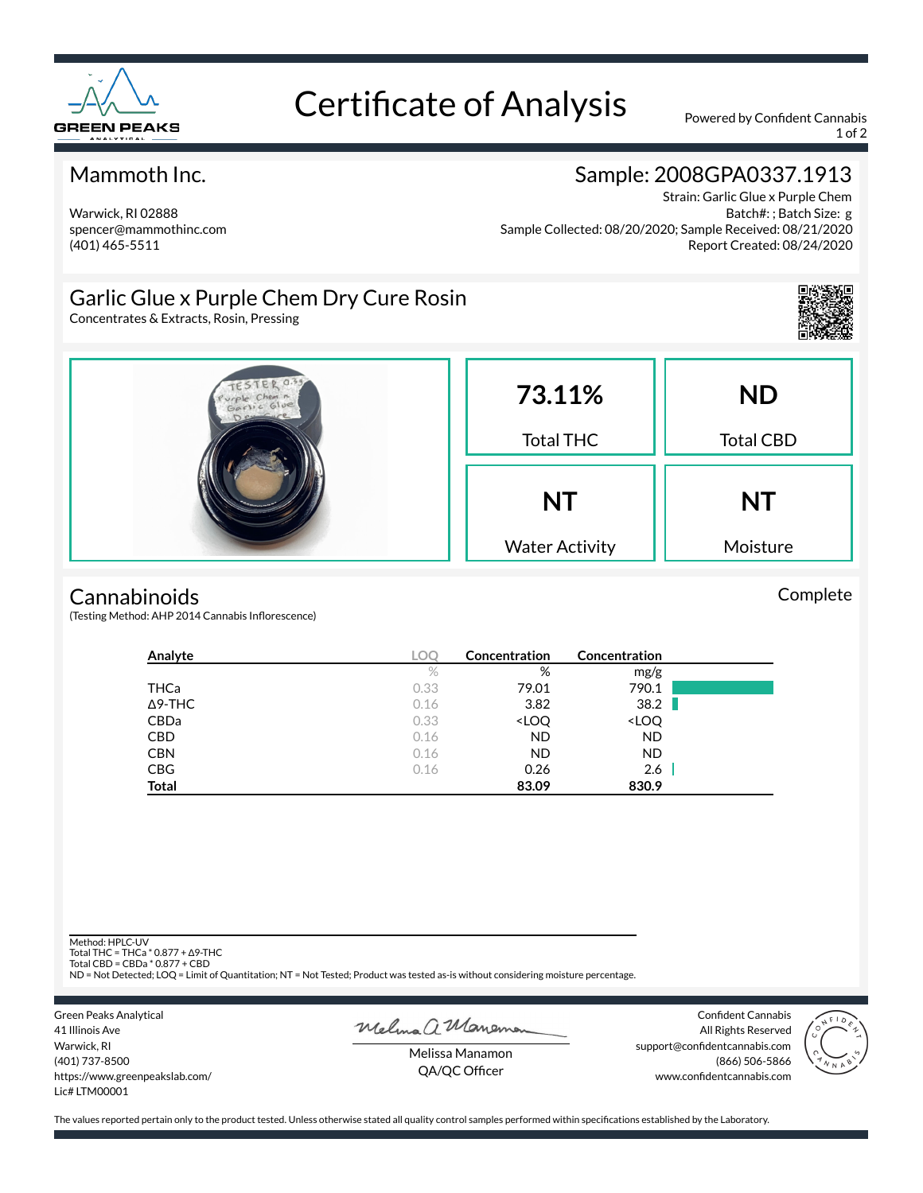GREEN PEAKS ANALYTICAL

# Certificate of Analysis

Powered by Confident Cannabis

## Mammoth Inc.

Warwick, RI 02888
spencer@mammothinc.com
(401) 465-5511

## Sample: 2008GPA0337.1913

Strain: Garlic Glue x Purple Chem
Batch#: ; Batch Size: g
Sample Collected: 08/20/2020; Sample Received: 08/21/2020
Report Created: 08/24/2020

## Garlic Glue x Purple Chem Dry Cure Rosin

Concentrates & Extracts, Rosin, Pressing

| | |
|---|---|
| **73.11%** Total THC | **ND** Total CBD |
| **NT** Water Activity | **NT** Moisture |

## Cannabinoids

Complete

(Testing Method: AHP 2014 Cannabis Inflorescence)

| Analyte | LOQ | Concentration | Concentration |
|---|---|---|---|
| | % | % | mg/g |
| THCa | 0.33 | 79.01 | 790.1 |
| Δ9-THC | 0.16 | 3.82 | 38.2 |
| CBDa | 0.33 | <LOQ | <LOQ |
| CBD | 0.16 | ND | ND |
| CBN | 0.16 | ND | ND |
| CBG | 0.16 | 0.26 | 2.6 |
| **Total** | | **83.09** | **830.9** |

Method: HPLC-UV
Total THC = THCa * 0.877 + Δ9-THC
Total CBD = CBDa * 0.877 + CBD
ND = Not Detected; LOQ = Limit of Quantitation; NT = Not Tested; Product was tested as-is without considering moisture percentage.

Green Peaks Analytical
41 Illinois Ave
Warwick, RI
(401) 737-8500
https://www.greenpeakslab.com/
Lic# LTM00001

Melissa Manamon
QA/QC Officer

Confident Cannabis
All Rights Reserved
support@confidentcannabis.com
(866) 506-5866
www.confidentcannabis.com

The values reported pertain only to the product tested. Unless otherwise stated all quality control samples performed within specifications established by the Laboratory.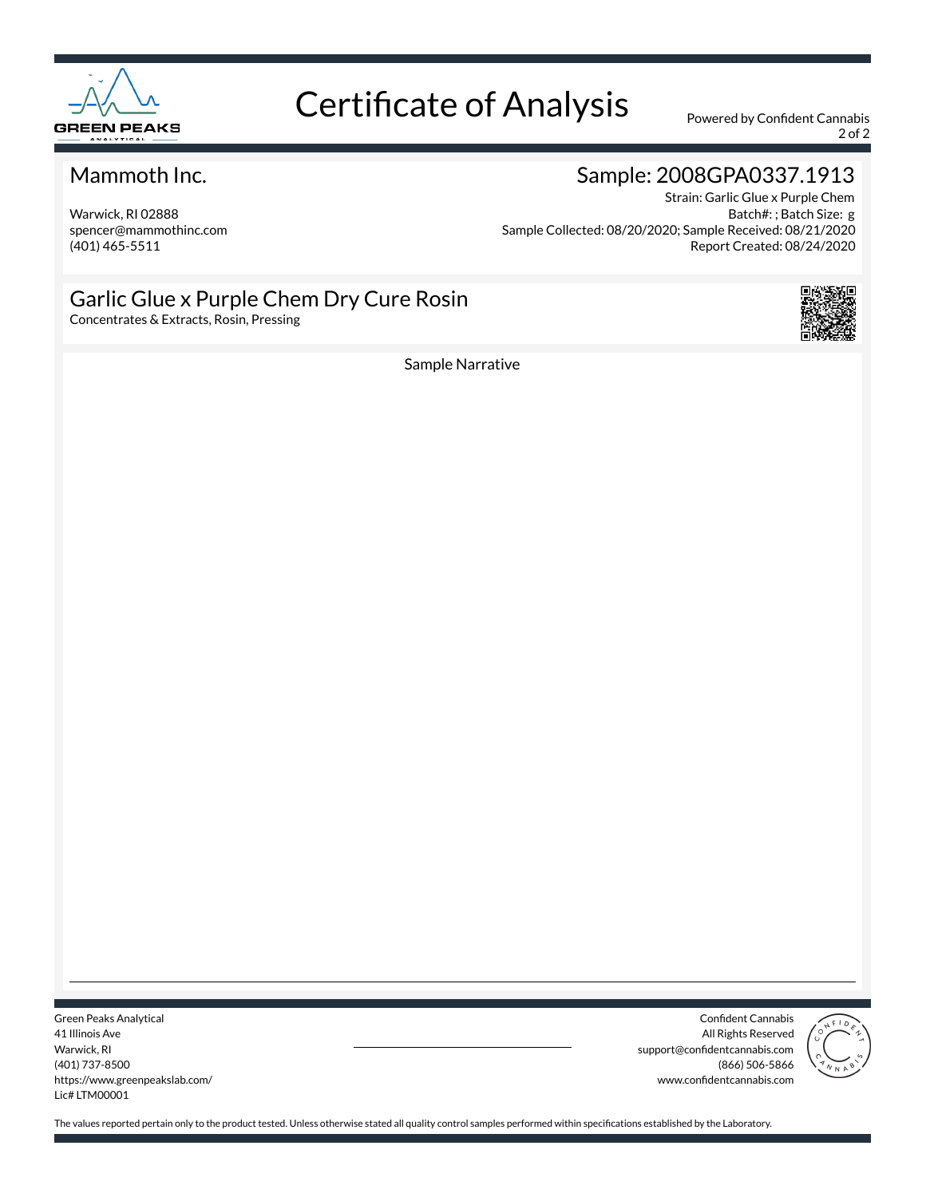# Certificate of Analysis

Powered by Confident Cannabis

## Mammoth Inc.

Warwick, RI 02888
spencer@mammothinc.com
(401) 465-5511

## Sample: 2008GPA0337.1913

Strain: Garlic Glue x Purple Chem
Batch#: ; Batch Size: g
Sample Collected: 08/20/2020; Sample Received: 08/21/2020
Report Created: 08/24/2020

## Garlic Glue x Purple Chem Dry Cure Rosin

Concentrates & Extracts, Rosin, Pressing

### Sample Narrative

Green Peaks Analytical
41 Illinois Ave
Warwick, RI
(401) 737-8500
https://www.greenpeakslab.com/
Lic# LTM00001

Confident Cannabis
All Rights Reserved
support@confidentcannabis.com
(866) 506-5866
www.confidentcannabis.com

The values reported pertain only to the product tested. Unless otherwise stated all quality control samples performed within specifications established by the Laboratory.